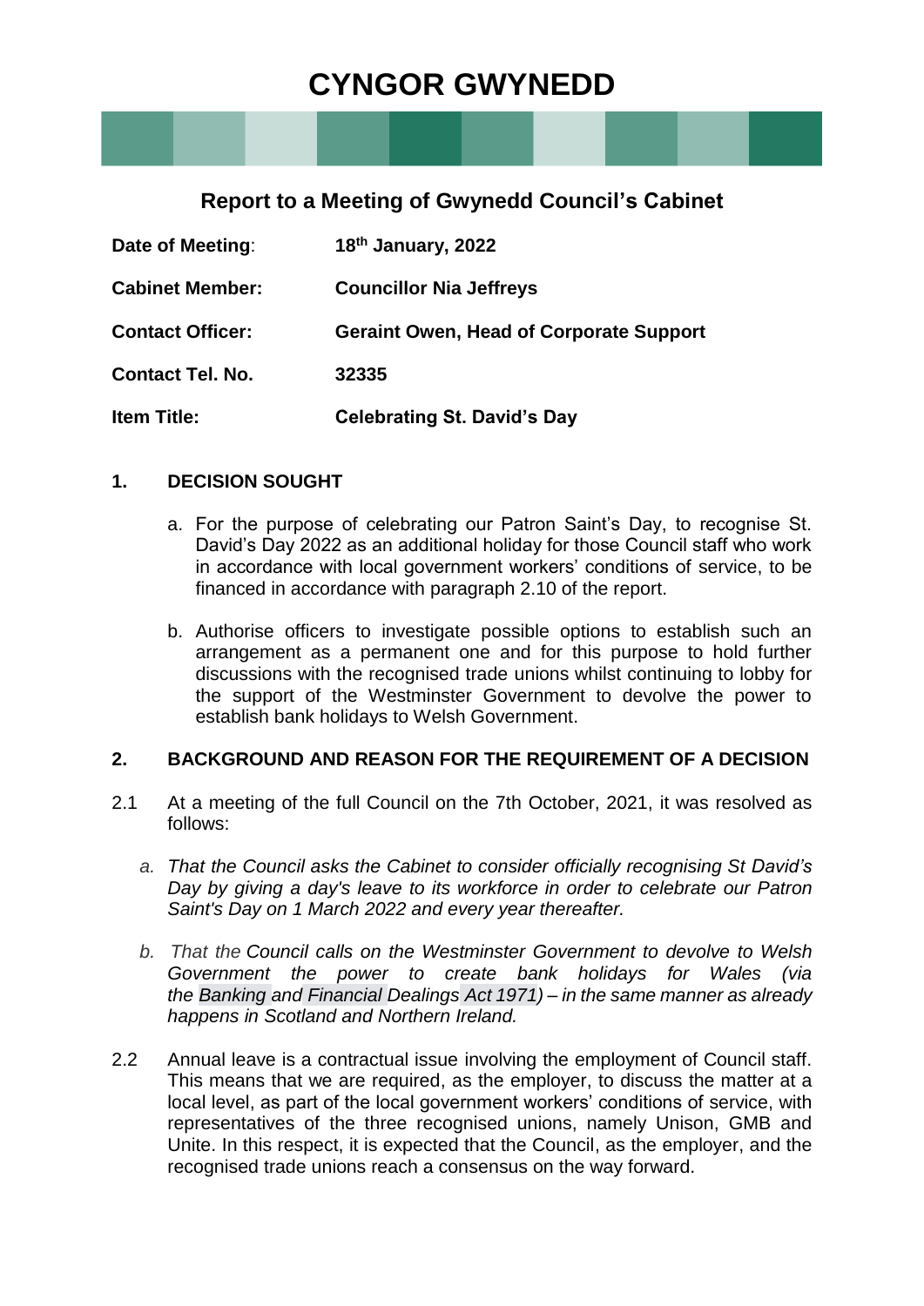# CYNGOR GWYNEDD

## Report to a Meeting of Gwynedd Council's Cabinet

**Date of Meeting**: **18th January, 2022**

**Cabinet Member:** **Councillor Nia Jeffreys**

**Contact Officer:** **Geraint Owen, Head of Corporate Support**

**Contact Tel. No.** **32335**

**Item Title:** **Celebrating St. David's Day**

### 1. DECISION SOUGHT

a. For the purpose of celebrating our Patron Saint's Day, to recognise St. David's Day 2022 as an additional holiday for those Council staff who work in accordance with local government workers' conditions of service, to be financed in accordance with paragraph 2.10 of the report.

b. Authorise officers to investigate possible options to establish such an arrangement as a permanent one and for this purpose to hold further discussions with the recognised trade unions whilst continuing to lobby for the support of the Westminster Government to devolve the power to establish bank holidays to Welsh Government.

### 2. BACKGROUND AND REASON FOR THE REQUIREMENT OF A DECISION

2.1 At a meeting of the full Council on the 7th October, 2021, it was resolved as follows:

*a. That the Council asks the Cabinet to consider officially recognising St David's Day by giving a day's leave to its workforce in order to celebrate our Patron Saint's Day on 1 March 2022 and every year thereafter.*

*b. That the Council calls on the Westminster Government to devolve to Welsh Government the power to create bank holidays for Wales (via the Banking and Financial Dealings Act 1971) – in the same manner as already happens in Scotland and Northern Ireland.*

2.2 Annual leave is a contractual issue involving the employment of Council staff. This means that we are required, as the employer, to discuss the matter at a local level, as part of the local government workers' conditions of service, with representatives of the three recognised unions, namely Unison, GMB and Unite. In this respect, it is expected that the Council, as the employer, and the recognised trade unions reach a consensus on the way forward.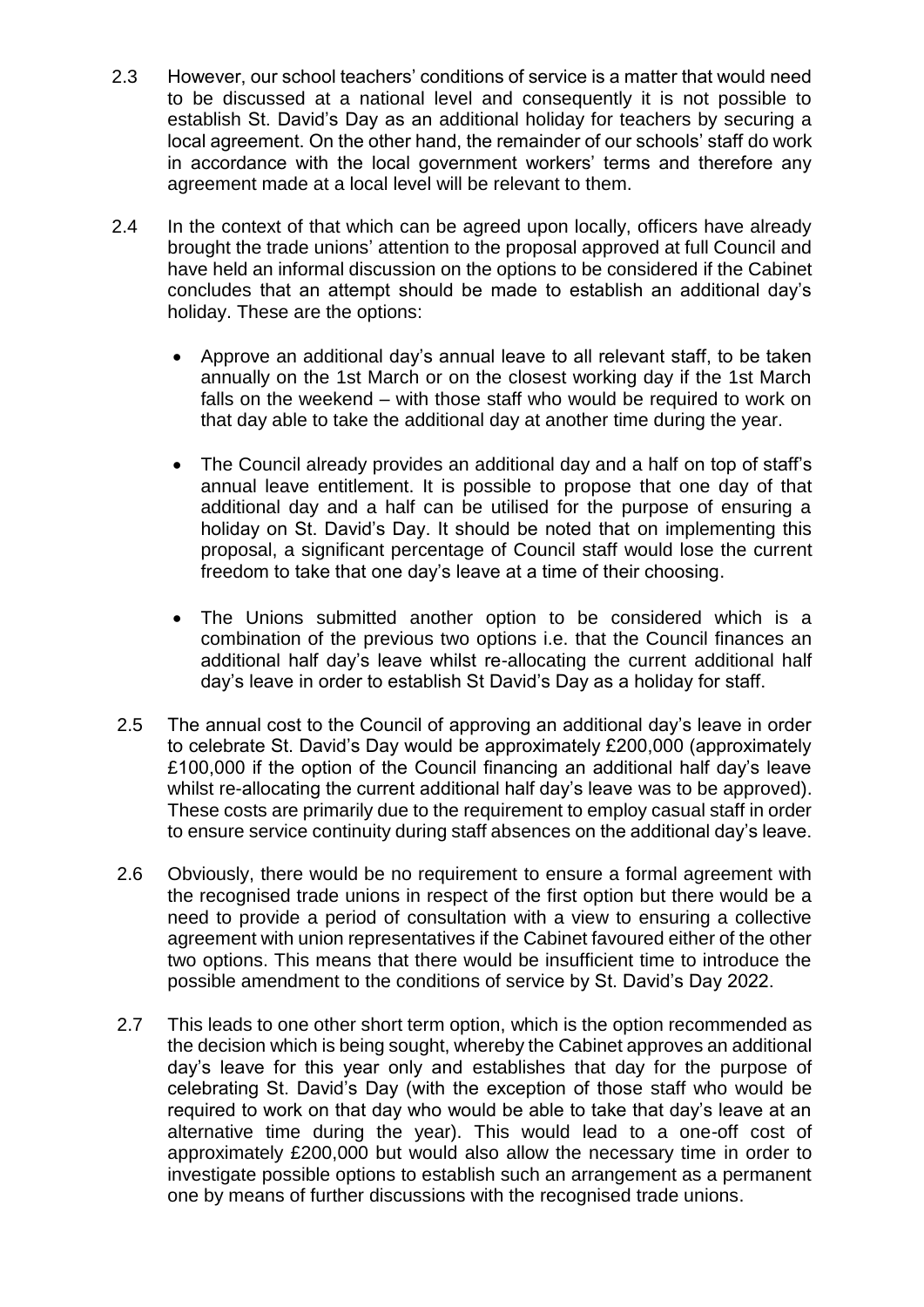2.3 However, our school teachers' conditions of service is a matter that would need to be discussed at a national level and consequently it is not possible to establish St. David's Day as an additional holiday for teachers by securing a local agreement. On the other hand, the remainder of our schools' staff do work in accordance with the local government workers' terms and therefore any agreement made at a local level will be relevant to them.

2.4 In the context of that which can be agreed upon locally, officers have already brought the trade unions' attention to the proposal approved at full Council and have held an informal discussion on the options to be considered if the Cabinet concludes that an attempt should be made to establish an additional day's holiday. These are the options:

- Approve an additional day's annual leave to all relevant staff, to be taken annually on the 1st March or on the closest working day if the 1st March falls on the weekend – with those staff who would be required to work on that day able to take the additional day at another time during the year.
- The Council already provides an additional day and a half on top of staff's annual leave entitlement. It is possible to propose that one day of that additional day and a half can be utilised for the purpose of ensuring a holiday on St. David's Day. It should be noted that on implementing this proposal, a significant percentage of Council staff would lose the current freedom to take that one day's leave at a time of their choosing.
- The Unions submitted another option to be considered which is a combination of the previous two options i.e. that the Council finances an additional half day's leave whilst re-allocating the current additional half day's leave in order to establish St David's Day as a holiday for staff.

2.5 The annual cost to the Council of approving an additional day's leave in order to celebrate St. David's Day would be approximately £200,000 (approximately £100,000 if the option of the Council financing an additional half day's leave whilst re-allocating the current additional half day's leave was to be approved). These costs are primarily due to the requirement to employ casual staff in order to ensure service continuity during staff absences on the additional day's leave.

2.6 Obviously, there would be no requirement to ensure a formal agreement with the recognised trade unions in respect of the first option but there would be a need to provide a period of consultation with a view to ensuring a collective agreement with union representatives if the Cabinet favoured either of the other two options. This means that there would be insufficient time to introduce the possible amendment to the conditions of service by St. David's Day 2022.

2.7 This leads to one other short term option, which is the option recommended as the decision which is being sought, whereby the Cabinet approves an additional day's leave for this year only and establishes that day for the purpose of celebrating St. David's Day (with the exception of those staff who would be required to work on that day who would be able to take that day's leave at an alternative time during the year). This would lead to a one-off cost of approximately £200,000 but would also allow the necessary time in order to investigate possible options to establish such an arrangement as a permanent one by means of further discussions with the recognised trade unions.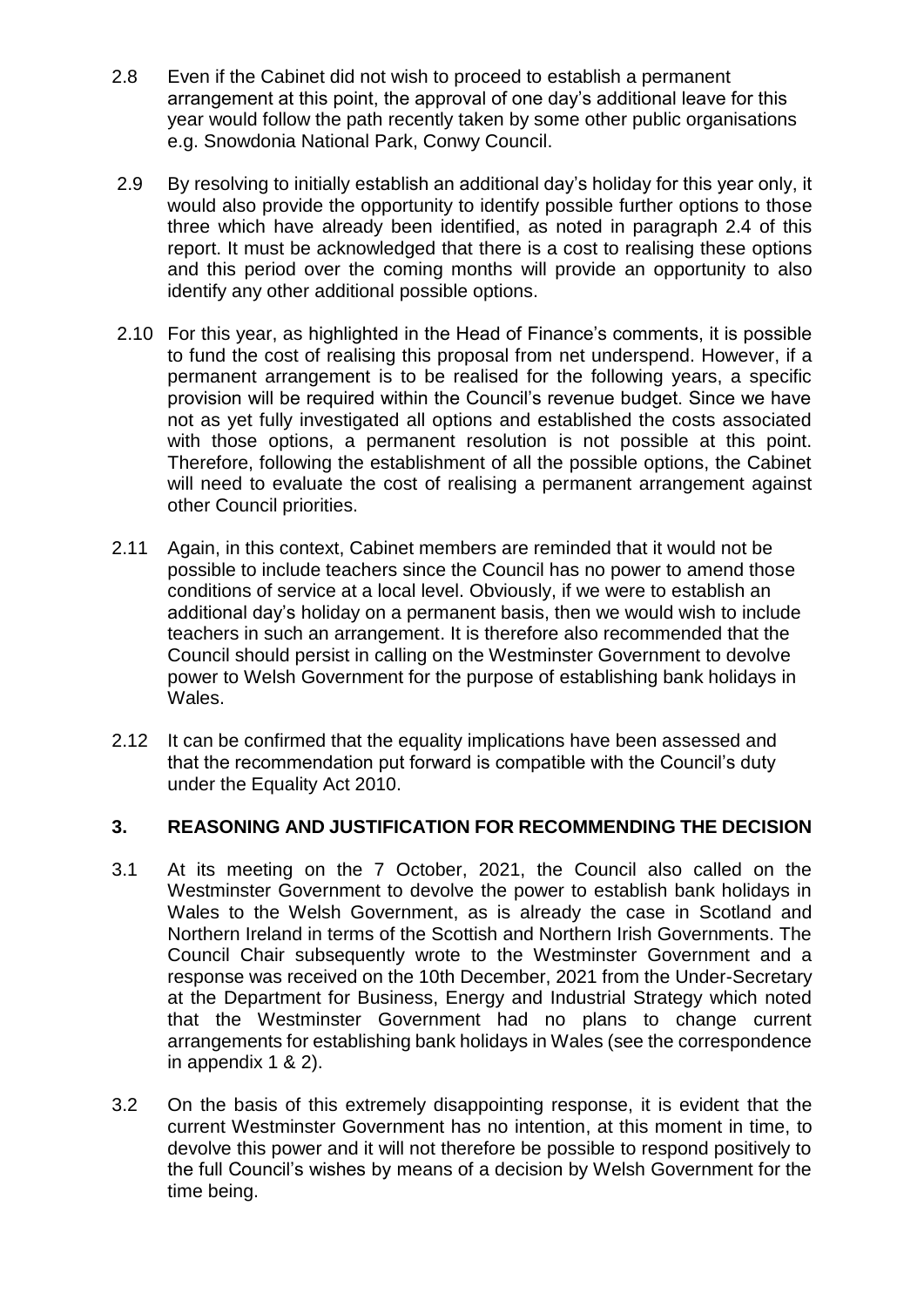2.8 Even if the Cabinet did not wish to proceed to establish a permanent arrangement at this point, the approval of one day's additional leave for this year would follow the path recently taken by some other public organisations e.g. Snowdonia National Park, Conwy Council.

2.9 By resolving to initially establish an additional day's holiday for this year only, it would also provide the opportunity to identify possible further options to those three which have already been identified, as noted in paragraph 2.4 of this report. It must be acknowledged that there is a cost to realising these options and this period over the coming months will provide an opportunity to also identify any other additional possible options.

2.10 For this year, as highlighted in the Head of Finance's comments, it is possible to fund the cost of realising this proposal from net underspend. However, if a permanent arrangement is to be realised for the following years, a specific provision will be required within the Council's revenue budget. Since we have not as yet fully investigated all options and established the costs associated with those options, a permanent resolution is not possible at this point. Therefore, following the establishment of all the possible options, the Cabinet will need to evaluate the cost of realising a permanent arrangement against other Council priorities.

2.11 Again, in this context, Cabinet members are reminded that it would not be possible to include teachers since the Council has no power to amend those conditions of service at a local level. Obviously, if we were to establish an additional day's holiday on a permanent basis, then we would wish to include teachers in such an arrangement. It is therefore also recommended that the Council should persist in calling on the Westminster Government to devolve power to Welsh Government for the purpose of establishing bank holidays in Wales.

2.12 It can be confirmed that the equality implications have been assessed and that the recommendation put forward is compatible with the Council's duty under the Equality Act 2010.

## 3. REASONING AND JUSTIFICATION FOR RECOMMENDING THE DECISION

3.1 At its meeting on the 7 October, 2021, the Council also called on the Westminster Government to devolve the power to establish bank holidays in Wales to the Welsh Government, as is already the case in Scotland and Northern Ireland in terms of the Scottish and Northern Irish Governments. The Council Chair subsequently wrote to the Westminster Government and a response was received on the 10th December, 2021 from the Under-Secretary at the Department for Business, Energy and Industrial Strategy which noted that the Westminster Government had no plans to change current arrangements for establishing bank holidays in Wales (see the correspondence in appendix 1 & 2).

3.2 On the basis of this extremely disappointing response, it is evident that the current Westminster Government has no intention, at this moment in time, to devolve this power and it will not therefore be possible to respond positively to the full Council's wishes by means of a decision by Welsh Government for the time being.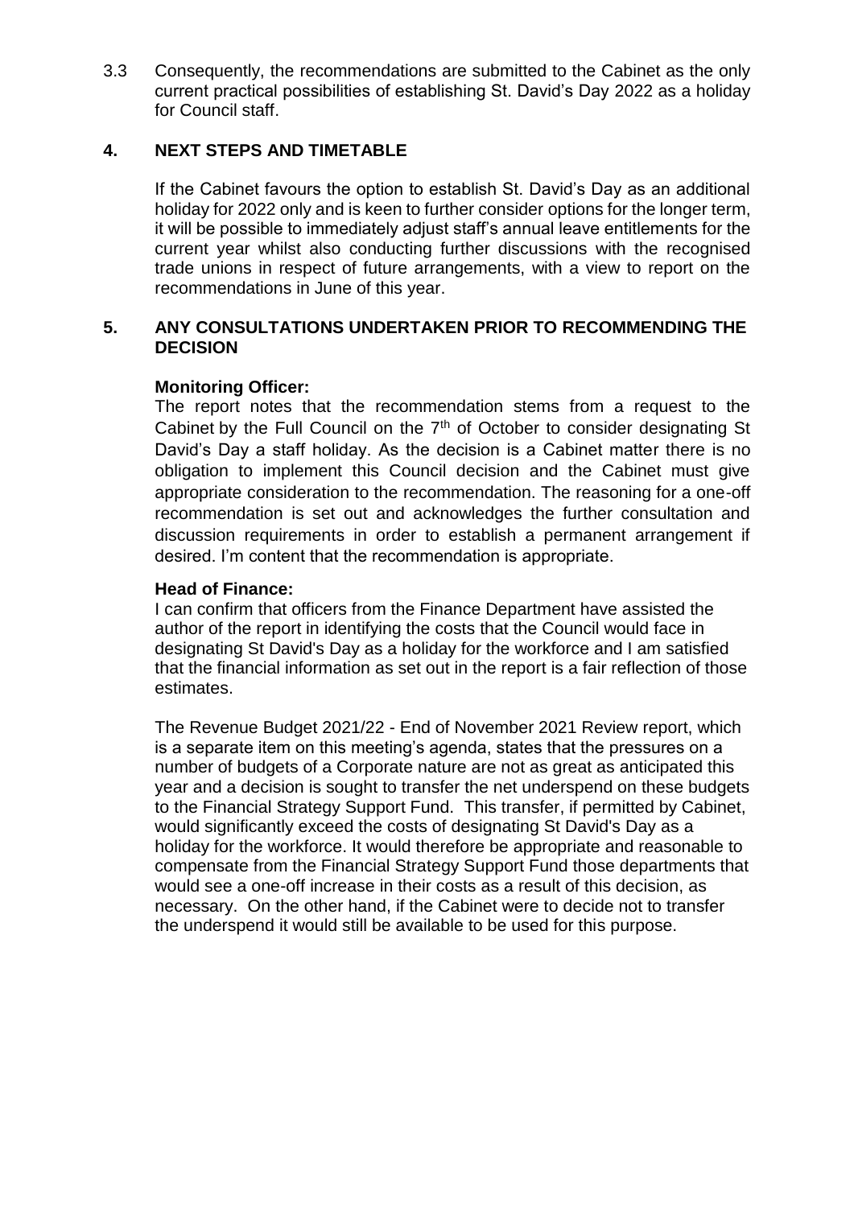3.3 Consequently, the recommendations are submitted to the Cabinet as the only current practical possibilities of establishing St. David's Day 2022 as a holiday for Council staff.

## 4. NEXT STEPS AND TIMETABLE

If the Cabinet favours the option to establish St. David's Day as an additional holiday for 2022 only and is keen to further consider options for the longer term, it will be possible to immediately adjust staff's annual leave entitlements for the current year whilst also conducting further discussions with the recognised trade unions in respect of future arrangements, with a view to report on the recommendations in June of this year.

## 5. ANY CONSULTATIONS UNDERTAKEN PRIOR TO RECOMMENDING THE DECISION

**Monitoring Officer:**

The report notes that the recommendation stems from a request to the Cabinet by the Full Council on the 7th of October to consider designating St David's Day a staff holiday. As the decision is a Cabinet matter there is no obligation to implement this Council decision and the Cabinet must give appropriate consideration to the recommendation. The reasoning for a one-off recommendation is set out and acknowledges the further consultation and discussion requirements in order to establish a permanent arrangement if desired. I'm content that the recommendation is appropriate.

**Head of Finance:**

I can confirm that officers from the Finance Department have assisted the author of the report in identifying the costs that the Council would face in designating St David's Day as a holiday for the workforce and I am satisfied that the financial information as set out in the report is a fair reflection of those estimates.

The Revenue Budget 2021/22 - End of November 2021 Review report, which is a separate item on this meeting's agenda, states that the pressures on a number of budgets of a Corporate nature are not as great as anticipated this year and a decision is sought to transfer the net underspend on these budgets to the Financial Strategy Support Fund. This transfer, if permitted by Cabinet, would significantly exceed the costs of designating St David's Day as a holiday for the workforce. It would therefore be appropriate and reasonable to compensate from the Financial Strategy Support Fund those departments that would see a one-off increase in their costs as a result of this decision, as necessary. On the other hand, if the Cabinet were to decide not to transfer the underspend it would still be available to be used for this purpose.